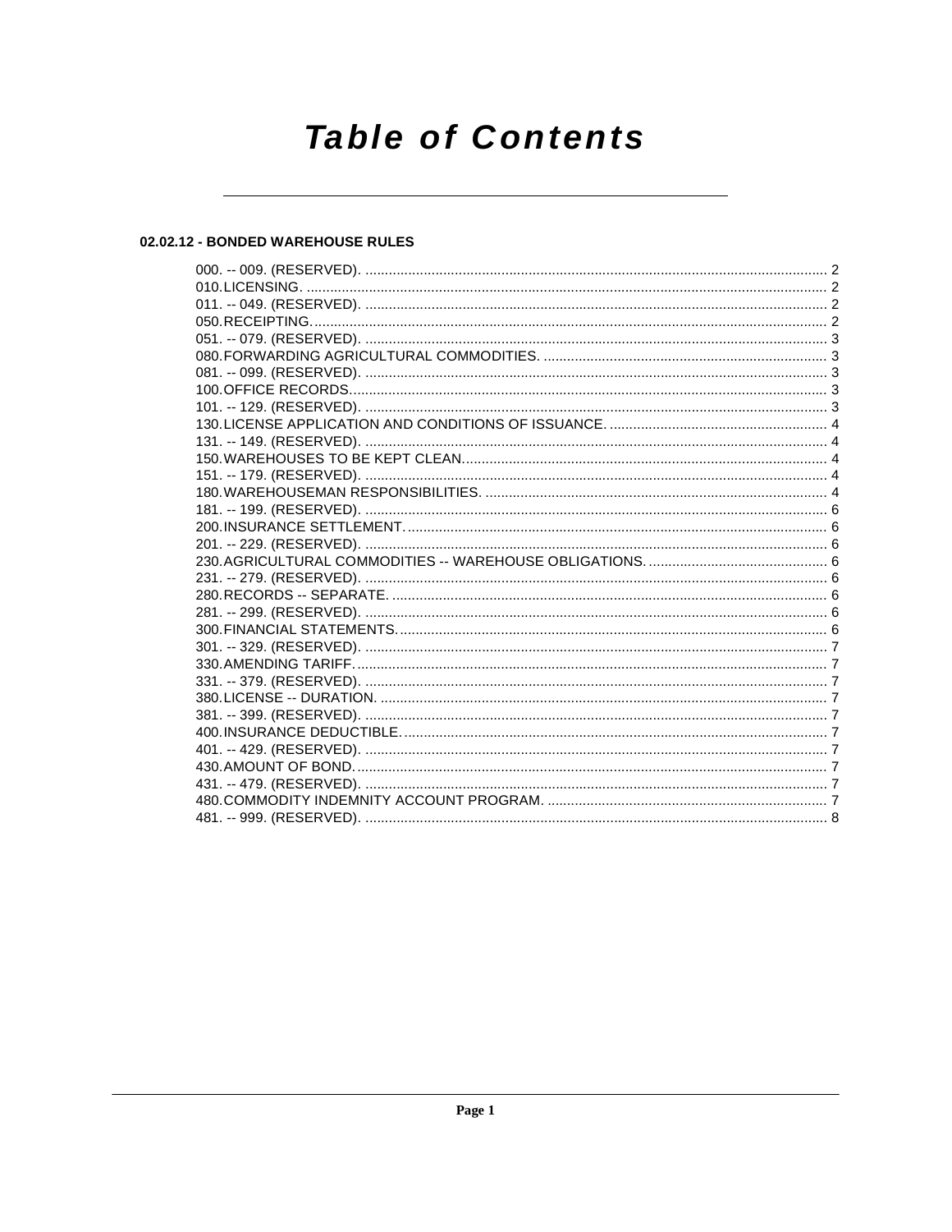# Table of Contents

## 02.02.12 - BONDED WAREHOUSE RULES

000. -- 009. (RESERVED). .......................................................... 2
010. LICENSING. .......................................................... 2
011. -- 049. (RESERVED). .......................................................... 2
050. RECEIPTING. .......................................................... 2
051. -- 079. (RESERVED). .......................................................... 3
080. FORWARDING AGRICULTURAL COMMODITIES. .......................................................... 3
081. -- 099. (RESERVED). .......................................................... 3
100. OFFICE RECORDS. .......................................................... 3
101. -- 129. (RESERVED). .......................................................... 3
130. LICENSE APPLICATION AND CONDITIONS OF ISSUANCE. .......................................................... 4
131. -- 149. (RESERVED). .......................................................... 4
150. WAREHOUSES TO BE KEPT CLEAN. .......................................................... 4
151. -- 179. (RESERVED). .......................................................... 4
180. WAREHOUSEMAN RESPONSIBILITIES. .......................................................... 4
181. -- 199. (RESERVED). .......................................................... 6
200. INSURANCE SETTLEMENT. .......................................................... 6
201. -- 229. (RESERVED). .......................................................... 6
230. AGRICULTURAL COMMODITIES -- WAREHOUSE OBLIGATIONS. .......................................................... 6
231. -- 279. (RESERVED). .......................................................... 6
280. RECORDS -- SEPARATE. .......................................................... 6
281. -- 299. (RESERVED). .......................................................... 6
300. FINANCIAL STATEMENTS. .......................................................... 6
301. -- 329. (RESERVED). .......................................................... 7
330. AMENDING TARIFF. .......................................................... 7
331. -- 379. (RESERVED). .......................................................... 7
380. LICENSE -- DURATION. .......................................................... 7
381. -- 399. (RESERVED). .......................................................... 7
400. INSURANCE DEDUCTIBLE. .......................................................... 7
401. -- 429. (RESERVED). .......................................................... 7
430. AMOUNT OF BOND. .......................................................... 7
431. -- 479. (RESERVED). .......................................................... 7
480. COMMODITY INDEMNITY ACCOUNT PROGRAM. .......................................................... 7
481. -- 999. (RESERVED). .......................................................... 8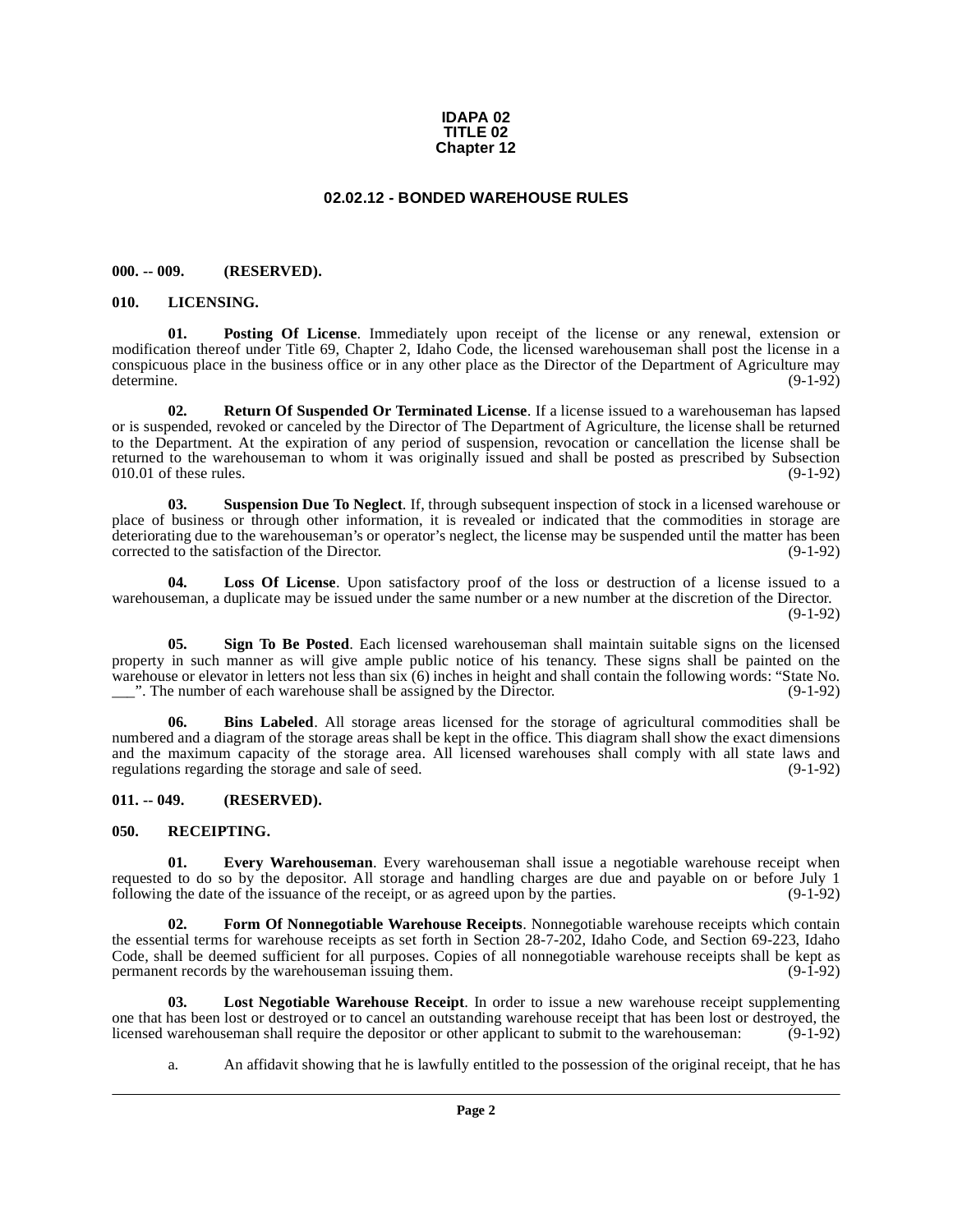**IDAPA 02**
**TITLE 02**
**Chapter 12**

## 02.02.12 - BONDED WAREHOUSE RULES

### 000. -- 009. (RESERVED).

### 010. LICENSING.

**01. Posting Of License**. Immediately upon receipt of the license or any renewal, extension or modification thereof under Title 69, Chapter 2, Idaho Code, the licensed warehouseman shall post the license in a conspicuous place in the business office or in any other place as the Director of the Department of Agriculture may determine. (9-1-92)

**02. Return Of Suspended Or Terminated License**. If a license issued to a warehouseman has lapsed or is suspended, revoked or canceled by the Director of The Department of Agriculture, the license shall be returned to the Department. At the expiration of any period of suspension, revocation or cancellation the license shall be returned to the warehouseman to whom it was originally issued and shall be posted as prescribed by Subsection 010.01 of these rules. (9-1-92)

**03. Suspension Due To Neglect**. If, through subsequent inspection of stock in a licensed warehouse or place of business or through other information, it is revealed or indicated that the commodities in storage are deteriorating due to the warehouseman's or operator's neglect, the license may be suspended until the matter has been corrected to the satisfaction of the Director. (9-1-92)

**04. Loss Of License**. Upon satisfactory proof of the loss or destruction of a license issued to a warehouseman, a duplicate may be issued under the same number or a new number at the discretion of the Director. (9-1-92)

**05. Sign To Be Posted**. Each licensed warehouseman shall maintain suitable signs on the licensed property in such manner as will give ample public notice of his tenancy. These signs shall be painted on the warehouse or elevator in letters not less than six (6) inches in height and shall contain the following words: "State No. ___". The number of each warehouse shall be assigned by the Director. (9-1-92)

**06. Bins Labeled**. All storage areas licensed for the storage of agricultural commodities shall be numbered and a diagram of the storage areas shall be kept in the office. This diagram shall show the exact dimensions and the maximum capacity of the storage area. All licensed warehouses shall comply with all state laws and regulations regarding the storage and sale of seed. (9-1-92)

### 011. -- 049. (RESERVED).

### 050. RECEIPTING.

**01. Every Warehouseman**. Every warehouseman shall issue a negotiable warehouse receipt when requested to do so by the depositor. All storage and handling charges are due and payable on or before July 1 following the date of the issuance of the receipt, or as agreed upon by the parties. (9-1-92)

**02. Form Of Nonnegotiable Warehouse Receipts**. Nonnegotiable warehouse receipts which contain the essential terms for warehouse receipts as set forth in Section 28-7-202, Idaho Code, and Section 69-223, Idaho Code, shall be deemed sufficient for all purposes. Copies of all nonnegotiable warehouse receipts shall be kept as permanent records by the warehouseman issuing them. (9-1-92)

**03. Lost Negotiable Warehouse Receipt**. In order to issue a new warehouse receipt supplementing one that has been lost or destroyed or to cancel an outstanding warehouse receipt that has been lost or destroyed, the licensed warehouseman shall require the depositor or other applicant to submit to the warehouseman: (9-1-92)

a. An affidavit showing that he is lawfully entitled to the possession of the original receipt, that he has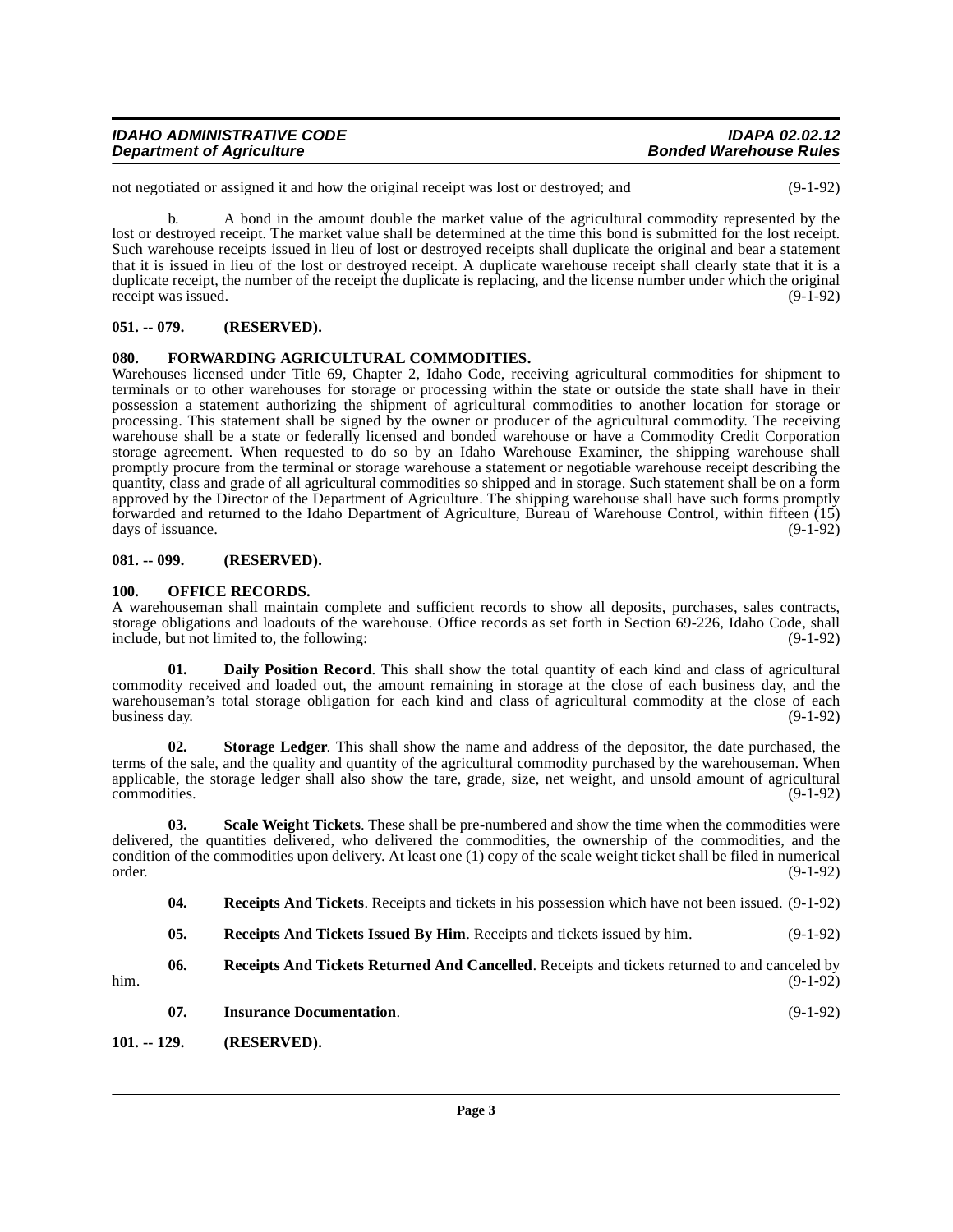not negotiated or assigned it and how the original receipt was lost or destroyed; and (9-1-92)

b. A bond in the amount double the market value of the agricultural commodity represented by the lost or destroyed receipt. The market value shall be determined at the time this bond is submitted for the lost receipt. Such warehouse receipts issued in lieu of lost or destroyed receipts shall duplicate the original and bear a statement that it is issued in lieu of the lost or destroyed receipt. A duplicate warehouse receipt shall clearly state that it is a duplicate receipt, the number of the receipt the duplicate is replacing, and the license number under which the original receipt was issued. (9-1-92)

**051. -- 079. (RESERVED).**

**080. FORWARDING AGRICULTURAL COMMODITIES.**

Warehouses licensed under Title 69, Chapter 2, Idaho Code, receiving agricultural commodities for shipment to terminals or to other warehouses for storage or processing within the state or outside the state shall have in their possession a statement authorizing the shipment of agricultural commodities to another location for storage or processing. This statement shall be signed by the owner or producer of the agricultural commodity. The receiving warehouse shall be a state or federally licensed and bonded warehouse or have a Commodity Credit Corporation storage agreement. When requested to do so by an Idaho Warehouse Examiner, the shipping warehouse shall promptly procure from the terminal or storage warehouse a statement or negotiable warehouse receipt describing the quantity, class and grade of all agricultural commodities so shipped and in storage. Such statement shall be on a form approved by the Director of the Department of Agriculture. The shipping warehouse shall have such forms promptly forwarded and returned to the Idaho Department of Agriculture, Bureau of Warehouse Control, within fifteen (15) days of issuance. (9-1-92)

**081. -- 099. (RESERVED).**

**100. OFFICE RECORDS.**

A warehouseman shall maintain complete and sufficient records to show all deposits, purchases, sales contracts, storage obligations and loadouts of the warehouse. Office records as set forth in Section 69-226, Idaho Code, shall include, but not limited to, the following: (9-1-92)

**01. Daily Position Record**. This shall show the total quantity of each kind and class of agricultural commodity received and loaded out, the amount remaining in storage at the close of each business day, and the warehouseman's total storage obligation for each kind and class of agricultural commodity at the close of each business day. (9-1-92)

**02. Storage Ledger**. This shall show the name and address of the depositor, the date purchased, the terms of the sale, and the quality and quantity of the agricultural commodity purchased by the warehouseman. When applicable, the storage ledger shall also show the tare, grade, size, net weight, and unsold amount of agricultural commodities. (9-1-92)

**03. Scale Weight Tickets**. These shall be pre-numbered and show the time when the commodities were delivered, the quantities delivered, who delivered the commodities, the ownership of the commodities, and the condition of the commodities upon delivery. At least one (1) copy of the scale weight ticket shall be filed in numerical order. (9-1-92)

**04. Receipts And Tickets**. Receipts and tickets in his possession which have not been issued. (9-1-92)

**05. Receipts And Tickets Issued By Him**. Receipts and tickets issued by him. (9-1-92)

**06. Receipts And Tickets Returned And Cancelled**. Receipts and tickets returned to and canceled by him. (9-1-92)

**07. Insurance Documentation**. (9-1-92)

**101. -- 129. (RESERVED).**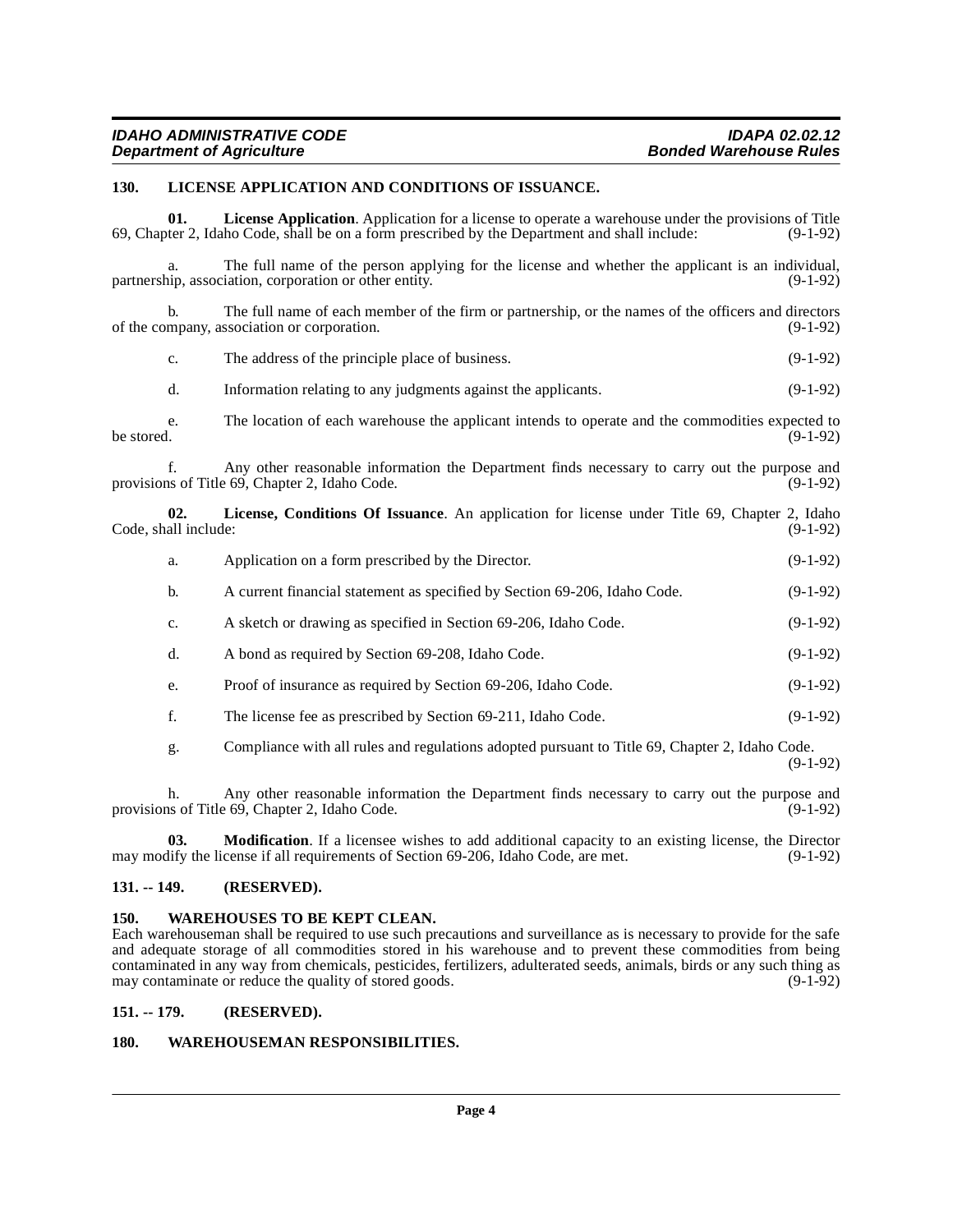## 130. LICENSE APPLICATION AND CONDITIONS OF ISSUANCE.

**01. License Application**. Application for a license to operate a warehouse under the provisions of Title 69, Chapter 2, Idaho Code, shall be on a form prescribed by the Department and shall include: (9-1-92)

a. The full name of the person applying for the license and whether the applicant is an individual, partnership, association, corporation or other entity. (9-1-92)

b. The full name of each member of the firm or partnership, or the names of the officers and directors of the company, association or corporation. (9-1-92)

c. The address of the principle place of business. (9-1-92)

d. Information relating to any judgments against the applicants. (9-1-92)

e. The location of each warehouse the applicant intends to operate and the commodities expected to be stored. (9-1-92)

f. Any other reasonable information the Department finds necessary to carry out the purpose and provisions of Title 69, Chapter 2, Idaho Code. (9-1-92)

**02. License, Conditions Of Issuance**. An application for license under Title 69, Chapter 2, Idaho Code, shall include: (9-1-92)

a. Application on a form prescribed by the Director. (9-1-92)

b. A current financial statement as specified by Section 69-206, Idaho Code. (9-1-92)

c. A sketch or drawing as specified in Section 69-206, Idaho Code. (9-1-92)

d. A bond as required by Section 69-208, Idaho Code. (9-1-92)

e. Proof of insurance as required by Section 69-206, Idaho Code. (9-1-92)

f. The license fee as prescribed by Section 69-211, Idaho Code. (9-1-92)

g. Compliance with all rules and regulations adopted pursuant to Title 69, Chapter 2, Idaho Code. (9-1-92)

h. Any other reasonable information the Department finds necessary to carry out the purpose and provisions of Title 69, Chapter 2, Idaho Code. (9-1-92)

**03. Modification**. If a licensee wishes to add additional capacity to an existing license, the Director may modify the license if all requirements of Section 69-206, Idaho Code, are met. (9-1-92)

## 131. -- 149. (RESERVED).

## 150. WAREHOUSES TO BE KEPT CLEAN.

Each warehouseman shall be required to use such precautions and surveillance as is necessary to provide for the safe and adequate storage of all commodities stored in his warehouse and to prevent these commodities from being contaminated in any way from chemicals, pesticides, fertilizers, adulterated seeds, animals, birds or any such thing as may contaminate or reduce the quality of stored goods. (9-1-92)

## 151. -- 179. (RESERVED).

## 180. WAREHOUSEMAN RESPONSIBILITIES.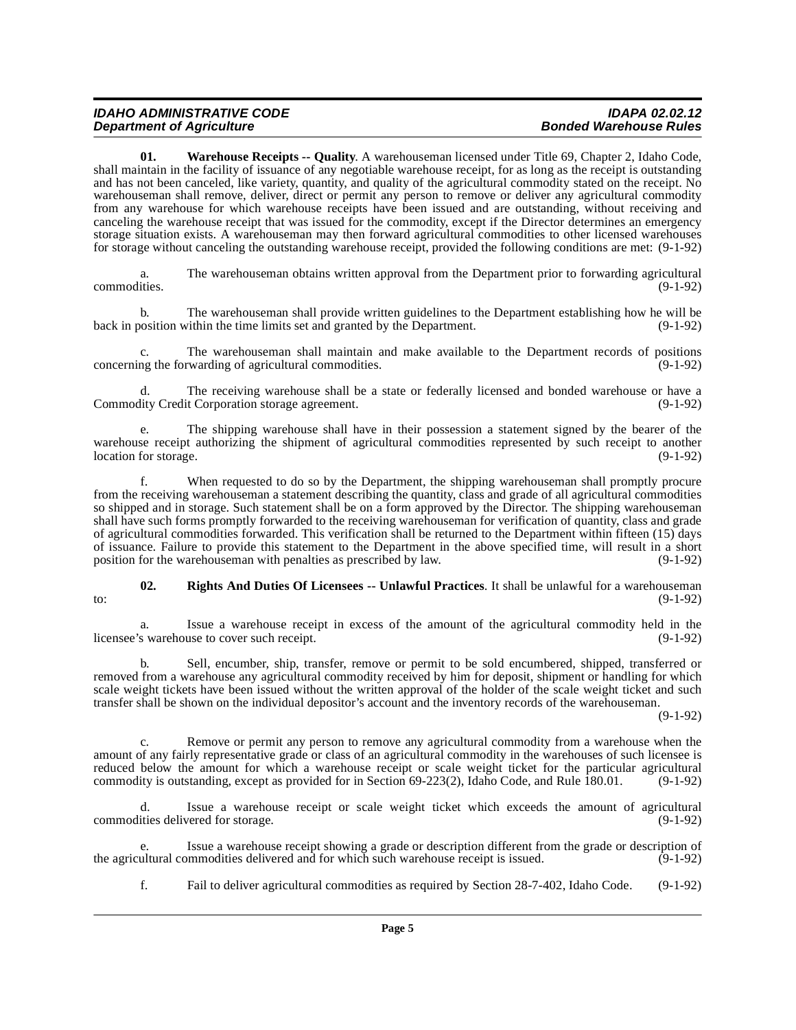**01. Warehouse Receipts -- Quality**. A warehouseman licensed under Title 69, Chapter 2, Idaho Code, shall maintain in the facility of issuance of any negotiable warehouse receipt, for as long as the receipt is outstanding and has not been canceled, like variety, quantity, and quality of the agricultural commodity stated on the receipt. No warehouseman shall remove, deliver, direct or permit any person to remove or deliver any agricultural commodity from any warehouse for which warehouse receipts have been issued and are outstanding, without receiving and canceling the warehouse receipt that was issued for the commodity, except if the Director determines an emergency storage situation exists. A warehouseman may then forward agricultural commodities to other licensed warehouses for storage without canceling the outstanding warehouse receipt, provided the following conditions are met: (9-1-92)

a. The warehouseman obtains written approval from the Department prior to forwarding agricultural commodities. (9-1-92)

b. The warehouseman shall provide written guidelines to the Department establishing how he will be back in position within the time limits set and granted by the Department. (9-1-92)

c. The warehouseman shall maintain and make available to the Department records of positions concerning the forwarding of agricultural commodities. (9-1-92)

d. The receiving warehouse shall be a state or federally licensed and bonded warehouse or have a Commodity Credit Corporation storage agreement. (9-1-92)

e. The shipping warehouse shall have in their possession a statement signed by the bearer of the warehouse receipt authorizing the shipment of agricultural commodities represented by such receipt to another location for storage. (9-1-92)

f. When requested to do so by the Department, the shipping warehouseman shall promptly procure from the receiving warehouseman a statement describing the quantity, class and grade of all agricultural commodities so shipped and in storage. Such statement shall be on a form approved by the Director. The shipping warehouseman shall have such forms promptly forwarded to the receiving warehouseman for verification of quantity, class and grade of agricultural commodities forwarded. This verification shall be returned to the Department within fifteen (15) days of issuance. Failure to provide this statement to the Department in the above specified time, will result in a short position for the warehouseman with penalties as prescribed by law. (9-1-92)

**02. Rights And Duties Of Licensees -- Unlawful Practices**. It shall be unlawful for a warehouseman to: (9-1-92)

a. Issue a warehouse receipt in excess of the amount of the agricultural commodity held in the licensee's warehouse to cover such receipt. (9-1-92)

b. Sell, encumber, ship, transfer, remove or permit to be sold encumbered, shipped, transferred or removed from a warehouse any agricultural commodity received by him for deposit, shipment or handling for which scale weight tickets have been issued without the written approval of the holder of the scale weight ticket and such transfer shall be shown on the individual depositor's account and the inventory records of the warehouseman. (9-1-92)

c. Remove or permit any person to remove any agricultural commodity from a warehouse when the amount of any fairly representative grade or class of an agricultural commodity in the warehouses of such licensee is reduced below the amount for which a warehouse receipt or scale weight ticket for the particular agricultural commodity is outstanding, except as provided for in Section 69-223(2), Idaho Code, and Rule 180.01. (9-1-92)

d. Issue a warehouse receipt or scale weight ticket which exceeds the amount of agricultural commodities delivered for storage. (9-1-92)

e. Issue a warehouse receipt showing a grade or description different from the grade or description of the agricultural commodities delivered and for which such warehouse receipt is issued. (9-1-92)

f. Fail to deliver agricultural commodities as required by Section 28-7-402, Idaho Code. (9-1-92)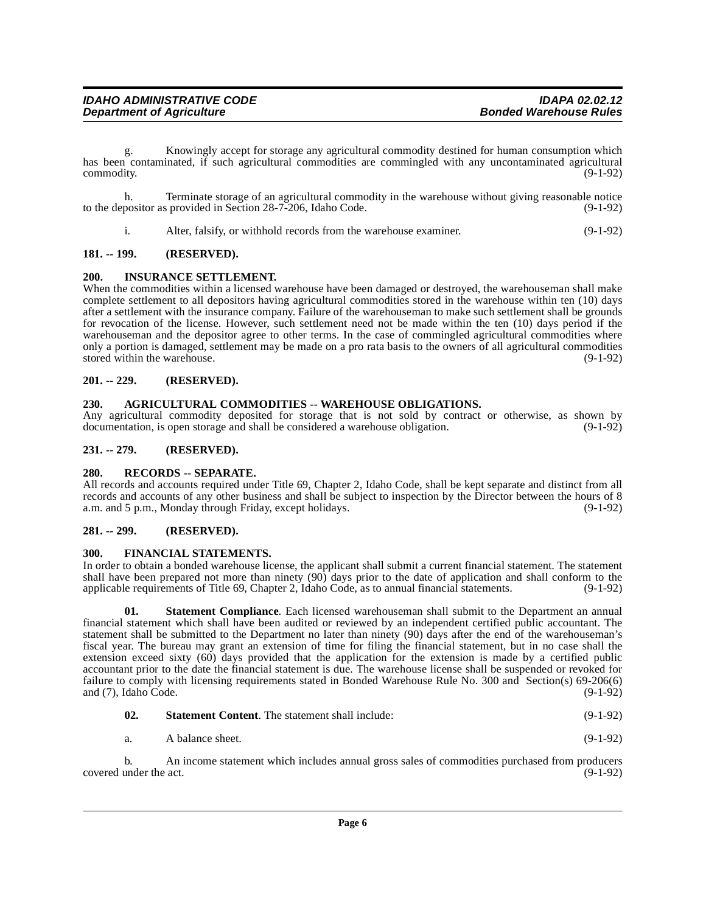g. Knowingly accept for storage any agricultural commodity destined for human consumption which has been contaminated, if such agricultural commodities are commingled with any uncontaminated agricultural commodity. (9-1-92)

h. Terminate storage of an agricultural commodity in the warehouse without giving reasonable notice to the depositor as provided in Section 28-7-206, Idaho Code. (9-1-92)

i. Alter, falsify, or withhold records from the warehouse examiner. (9-1-92)

## 181. -- 199. (RESERVED).

## 200. INSURANCE SETTLEMENT.

When the commodities within a licensed warehouse have been damaged or destroyed, the warehouseman shall make complete settlement to all depositors having agricultural commodities stored in the warehouse within ten (10) days after a settlement with the insurance company. Failure of the warehouseman to make such settlement shall be grounds for revocation of the license. However, such settlement need not be made within the ten (10) days period if the warehouseman and the depositor agree to other terms. In the case of commingled agricultural commodities where only a portion is damaged, settlement may be made on a pro rata basis to the owners of all agricultural commodities stored within the warehouse. (9-1-92)

## 201. -- 229. (RESERVED).

## 230. AGRICULTURAL COMMODITIES -- WAREHOUSE OBLIGATIONS.

Any agricultural commodity deposited for storage that is not sold by contract or otherwise, as shown by documentation, is open storage and shall be considered a warehouse obligation. (9-1-92)

## 231. -- 279. (RESERVED).

## 280. RECORDS -- SEPARATE.

All records and accounts required under Title 69, Chapter 2, Idaho Code, shall be kept separate and distinct from all records and accounts of any other business and shall be subject to inspection by the Director between the hours of 8 a.m. and 5 p.m., Monday through Friday, except holidays. (9-1-92)

## 281. -- 299. (RESERVED).

## 300. FINANCIAL STATEMENTS.

In order to obtain a bonded warehouse license, the applicant shall submit a current financial statement. The statement shall have been prepared not more than ninety (90) days prior to the date of application and shall conform to the applicable requirements of Title 69, Chapter 2, Idaho Code, as to annual financial statements. (9-1-92)

**01. Statement Compliance**. Each licensed warehouseman shall submit to the Department an annual financial statement which shall have been audited or reviewed by an independent certified public accountant. The statement shall be submitted to the Department no later than ninety (90) days after the end of the warehouseman's fiscal year. The bureau may grant an extension of time for filing the financial statement, but in no case shall the extension exceed sixty (60) days provided that the application for the extension is made by a certified public accountant prior to the date the financial statement is due. The warehouse license shall be suspended or revoked for failure to comply with licensing requirements stated in Bonded Warehouse Rule No. 300 and Section(s) 69-206(6) and (7), Idaho Code. (9-1-92)

**02. Statement Content**. The statement shall include: (9-1-92)

a. A balance sheet. (9-1-92)

b. An income statement which includes annual gross sales of commodities purchased from producers covered under the act. (9-1-92)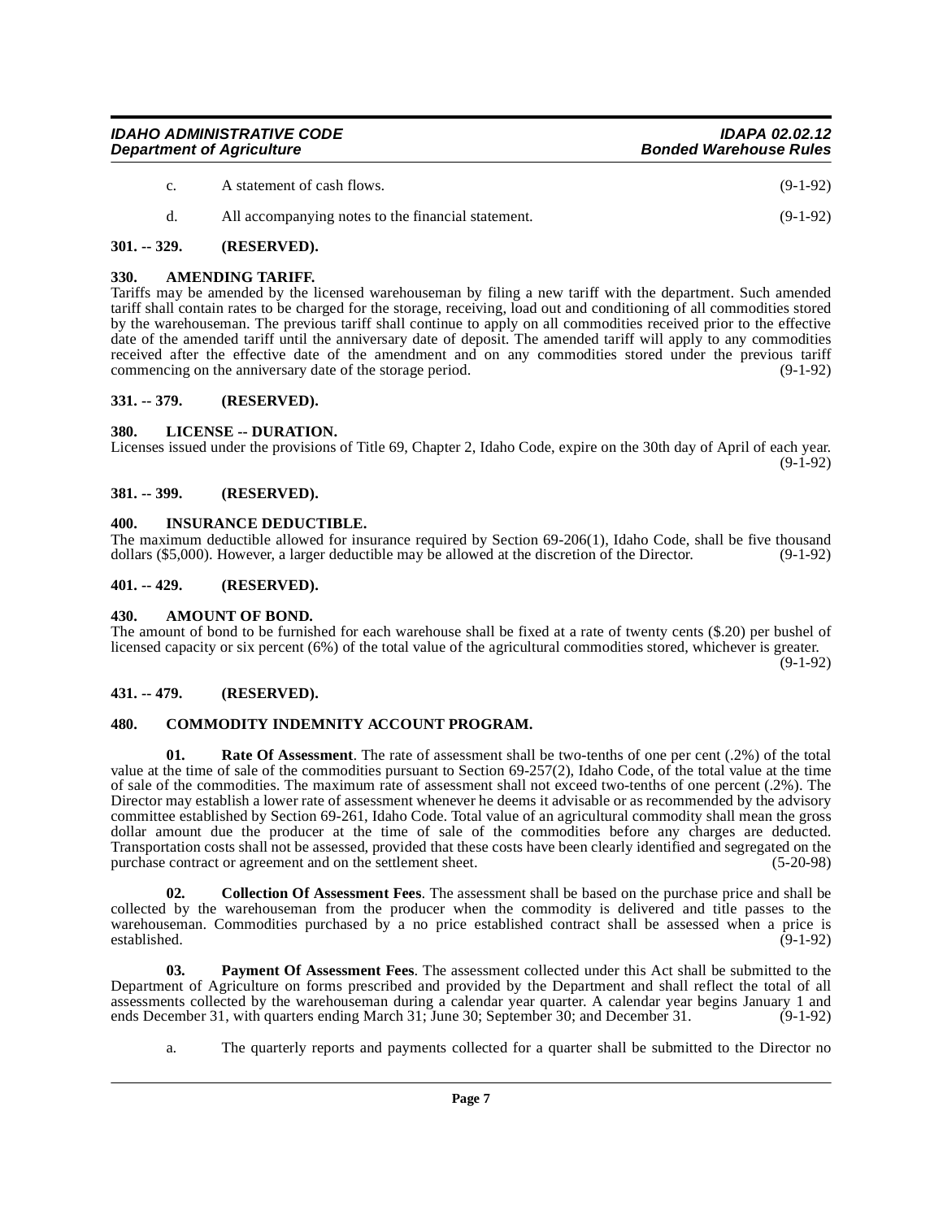c. A statement of cash flows. (9-1-92)

d. All accompanying notes to the financial statement. (9-1-92)

**301. -- 329. (RESERVED).**

**330. AMENDING TARIFF.**

Tariffs may be amended by the licensed warehouseman by filing a new tariff with the department. Such amended tariff shall contain rates to be charged for the storage, receiving, load out and conditioning of all commodities stored by the warehouseman. The previous tariff shall continue to apply on all commodities received prior to the effective date of the amended tariff until the anniversary date of deposit. The amended tariff will apply to any commodities received after the effective date of the amendment and on any commodities stored under the previous tariff commencing on the anniversary date of the storage period. (9-1-92)

**331. -- 379. (RESERVED).**

**380. LICENSE -- DURATION.**

Licenses issued under the provisions of Title 69, Chapter 2, Idaho Code, expire on the 30th day of April of each year. (9-1-92)

**381. -- 399. (RESERVED).**

**400. INSURANCE DEDUCTIBLE.**

The maximum deductible allowed for insurance required by Section 69-206(1), Idaho Code, shall be five thousand dollars ($5,000). However, a larger deductible may be allowed at the discretion of the Director. (9-1-92)

**401. -- 429. (RESERVED).**

**430. AMOUNT OF BOND.**

The amount of bond to be furnished for each warehouse shall be fixed at a rate of twenty cents ($.20) per bushel of licensed capacity or six percent (6%) of the total value of the agricultural commodities stored, whichever is greater. (9-1-92)

**431. -- 479. (RESERVED).**

**480. COMMODITY INDEMNITY ACCOUNT PROGRAM.**

**01. Rate Of Assessment**. The rate of assessment shall be two-tenths of one per cent (.2%) of the total value at the time of sale of the commodities pursuant to Section 69-257(2), Idaho Code, of the total value at the time of sale of the commodities. The maximum rate of assessment shall not exceed two-tenths of one percent (.2%). The Director may establish a lower rate of assessment whenever he deems it advisable or as recommended by the advisory committee established by Section 69-261, Idaho Code. Total value of an agricultural commodity shall mean the gross dollar amount due the producer at the time of sale of the commodities before any charges are deducted. Transportation costs shall not be assessed, provided that these costs have been clearly identified and segregated on the purchase contract or agreement and on the settlement sheet. (5-20-98)

**02. Collection Of Assessment Fees**. The assessment shall be based on the purchase price and shall be collected by the warehouseman from the producer when the commodity is delivered and title passes to the warehouseman. Commodities purchased by a no price established contract shall be assessed when a price is established. (9-1-92)

**03. Payment Of Assessment Fees**. The assessment collected under this Act shall be submitted to the Department of Agriculture on forms prescribed and provided by the Department and shall reflect the total of all assessments collected by the warehouseman during a calendar year quarter. A calendar year begins January 1 and ends December 31, with quarters ending March 31; June 30; September 30; and December 31. (9-1-92)

a. The quarterly reports and payments collected for a quarter shall be submitted to the Director no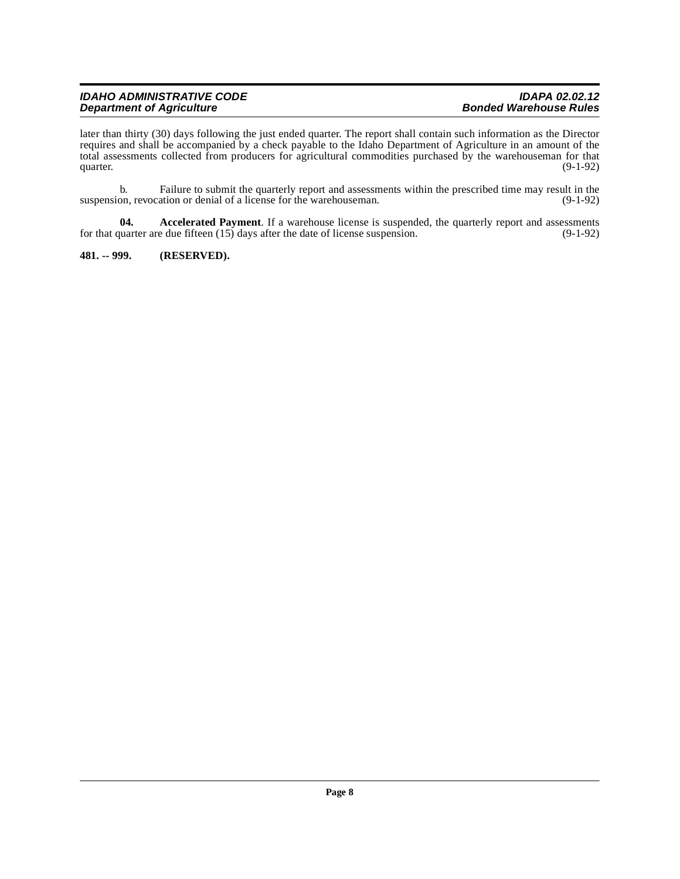later than thirty (30) days following the just ended quarter. The report shall contain such information as the Director requires and shall be accompanied by a check payable to the Idaho Department of Agriculture in an amount of the total assessments collected from producers for agricultural commodities purchased by the warehouseman for that quarter. (9-1-92)

b. Failure to submit the quarterly report and assessments within the prescribed time may result in the suspension, revocation or denial of a license for the warehouseman. (9-1-92)

**04. Accelerated Payment**. If a warehouse license is suspended, the quarterly report and assessments for that quarter are due fifteen (15) days after the date of license suspension. (9-1-92)

**481. -- 999. (RESERVED).**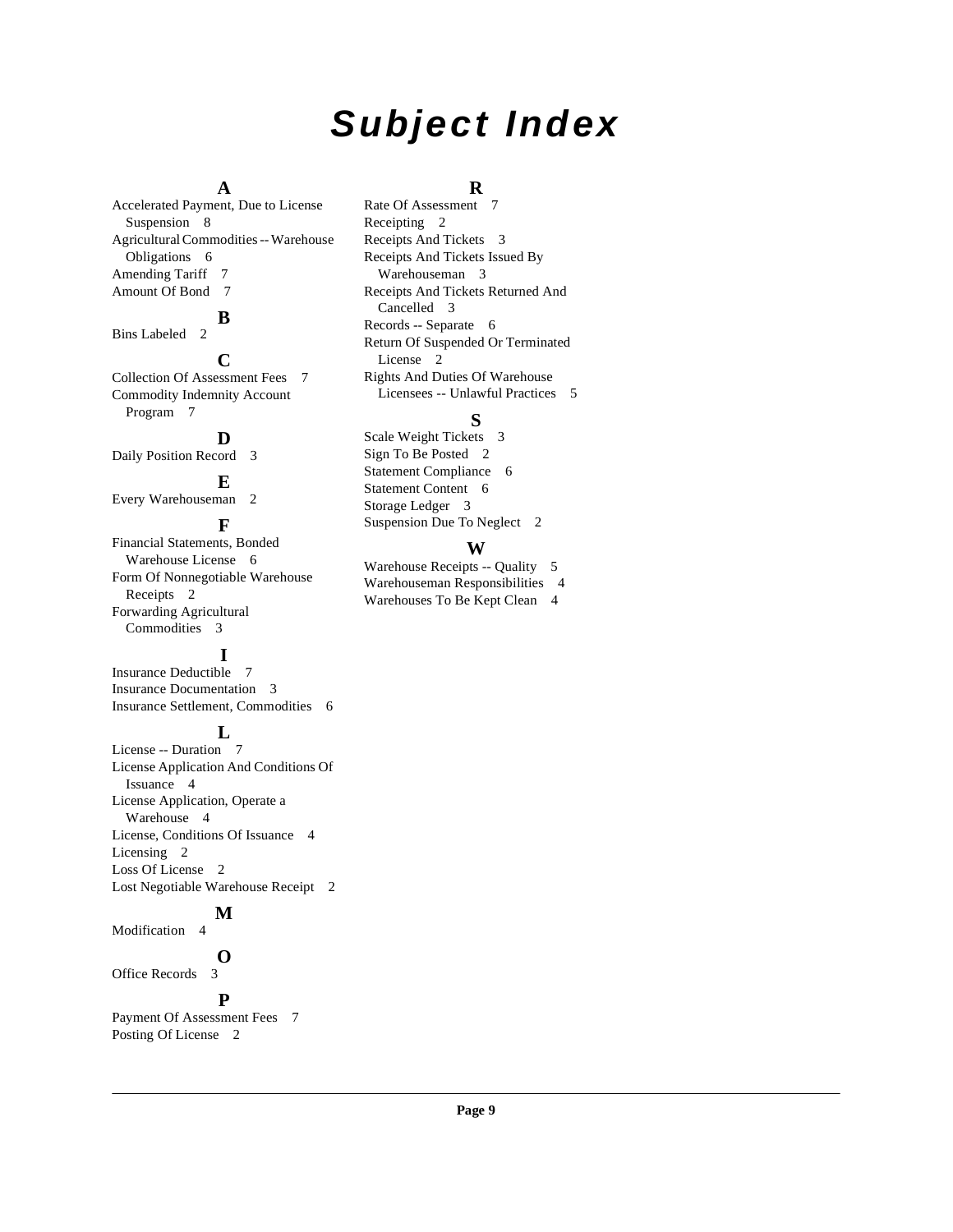# Subject Index

### A

Accelerated Payment, Due to License Suspension 8
Agricultural Commodities -- Warehouse Obligations 6
Amending Tariff 7
Amount Of Bond 7

### B

Bins Labeled 2

### C

Collection Of Assessment Fees 7
Commodity Indemnity Account Program 7

### D

Daily Position Record 3

### E

Every Warehouseman 2

### F

Financial Statements, Bonded Warehouse License 6
Form Of Nonnegotiable Warehouse Receipts 2
Forwarding Agricultural Commodities 3

### I

Insurance Deductible 7
Insurance Documentation 3
Insurance Settlement, Commodities 6

### L

License -- Duration 7
License Application And Conditions Of Issuance 4
License Application, Operate a Warehouse 4
License, Conditions Of Issuance 4
Licensing 2
Loss Of License 2
Lost Negotiable Warehouse Receipt 2

### M

Modification 4

### O

Office Records 3

### P

Payment Of Assessment Fees 7
Posting Of License 2

### R

Rate Of Assessment 7
Receipting 2
Receipts And Tickets 3
Receipts And Tickets Issued By Warehouseman 3
Receipts And Tickets Returned And Cancelled 3
Records -- Separate 6
Return Of Suspended Or Terminated License 2
Rights And Duties Of Warehouse Licensees -- Unlawful Practices 5

### S

Scale Weight Tickets 3
Sign To Be Posted 2
Statement Compliance 6
Statement Content 6
Storage Ledger 3
Suspension Due To Neglect 2

### W

Warehouse Receipts -- Quality 5
Warehouseman Responsibilities 4
Warehouses To Be Kept Clean 4